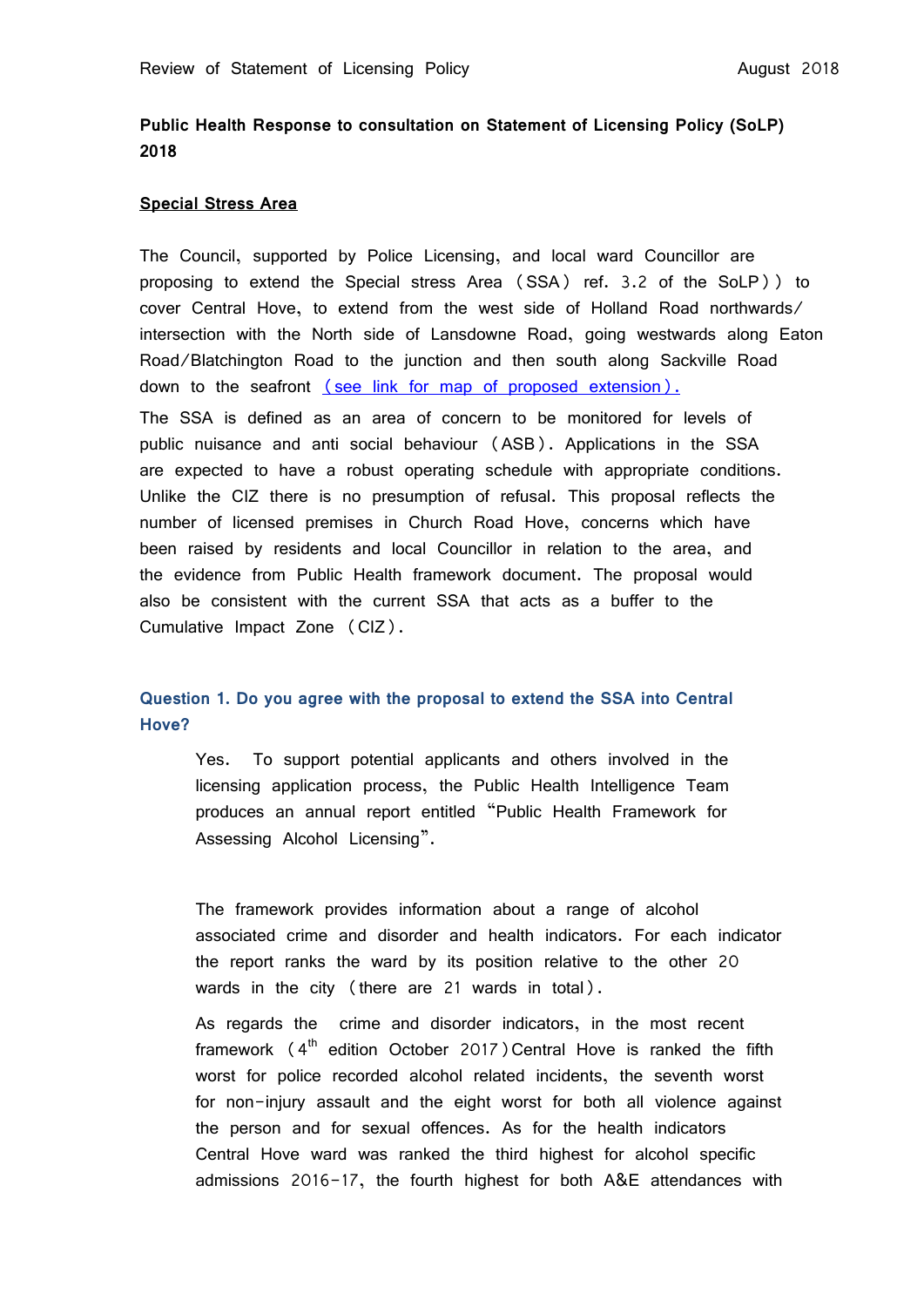**Public Health Response to consultation on Statement of Licensing Policy (SoLP) 2018**

**Special Stress Area**

The Council, supported by Police Licensing, and local ward Councillor are proposing to extend the Special stress Area (SSA) ref. 3.2 of the SoLP)) to cover Central Hove, to extend from the west side of Holland Road northwards/ intersection with the North side of Lansdowne Road, going westwards along Eaton Road/Blatchington Road to the junction and then south along Sackville Road down to the seafront (see link for map of proposed extension).

The SSA is defined as an area of concern to be monitored for levels of public nuisance and anti social behaviour (ASB). Applications in the SSA are expected to have a robust operating schedule with appropriate conditions. Unlike the CIZ there is no presumption of refusal. This proposal reflects the number of licensed premises in Church Road Hove, concerns which have been raised by residents and local Councillor in relation to the area, and the evidence from Public Health framework document. The proposal would also be consistent with the current SSA that acts as a buffer to the Cumulative Impact Zone (CIZ).

### Question 1. Do you agree with the proposal to extend the SSA into Central Hove?

Yes. To support potential applicants and others involved in the licensing application process, the Public Health Intelligence Team produces an annual report entitled "Public Health Framework for Assessing Alcohol Licensing".

The framework provides information about a range of alcohol associated crime and disorder and health indicators. For each indicator the report ranks the ward by its position relative to the other 20 wards in the city (there are 21 wards in total).

As regards the crime and disorder indicators, in the most recent framework (4th edition October 2017) Central Hove is ranked the fifth worst for police recorded alcohol related incidents, the seventh worst for non-injury assault and the eight worst for both all violence against the person and for sexual offences. As for the health indicators Central Hove ward was ranked the third highest for alcohol specific admissions 2016-17, the fourth highest for both A&E attendances with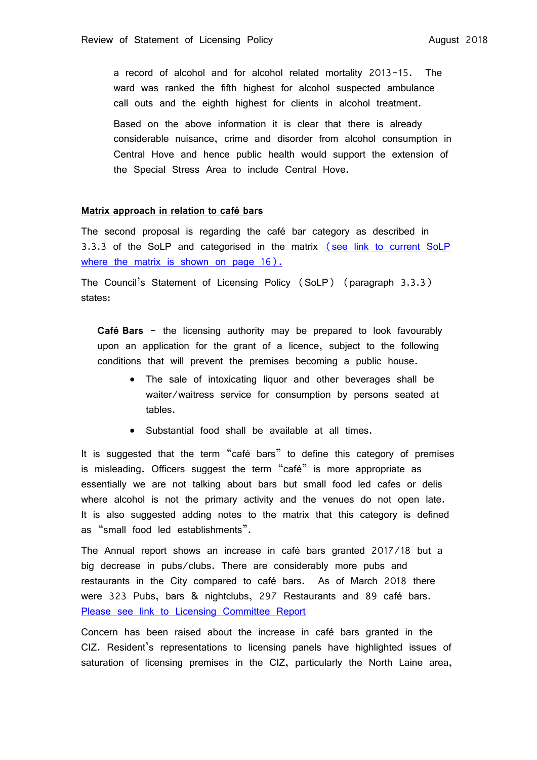a record of alcohol and for alcohol related mortality 2013-15. The ward was ranked the fifth highest for alcohol suspected ambulance call outs and the eighth highest for clients in alcohol treatment.

Based on the above information it is clear that there is already considerable nuisance, crime and disorder from alcohol consumption in Central Hove and hence public health would support the extension of the Special Stress Area to include Central Hove.

**Matrix approach in relation to café bars**

The second proposal is regarding the café bar category as described in 3.3.3 of the SoLP and categorised in the matrix (see link to current SoLP where the matrix is shown on page 16).

The Council's Statement of Licensing Policy (SoLP) (paragraph 3.3.3) states:

> **Café Bars** – the licensing authority may be prepared to look favourably upon an application for the grant of a licence, subject to the following conditions that will prevent the premises becoming a public house.
>
> - The sale of intoxicating liquor and other beverages shall be waiter/waitress service for consumption by persons seated at tables.
> - Substantial food shall be available at all times.

It is suggested that the term "café bars" to define this category of premises is misleading. Officers suggest the term "café" is more appropriate as essentially we are not talking about bars but small food led cafes or delis where alcohol is not the primary activity and the venues do not open late. It is also suggested adding notes to the matrix that this category is defined as "small food led establishments".

The Annual report shows an increase in café bars granted 2017/18 but a big decrease in pubs/clubs. There are considerably more pubs and restaurants in the City compared to café bars. As of March 2018 there were 323 Pubs, bars & nightclubs, 297 Restaurants and 89 café bars. Please see link to Licensing Committee Report

Concern has been raised about the increase in café bars granted in the CIZ. Resident's representations to licensing panels have highlighted issues of saturation of licensing premises in the CIZ, particularly the North Laine area,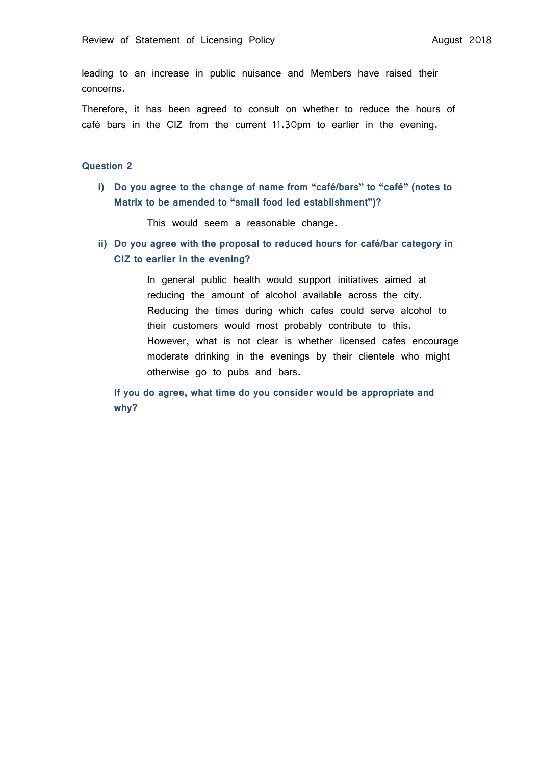leading to an increase in public nuisance and Members have raised their concerns.

Therefore, it has been agreed to consult on whether to reduce the hours of café bars in the CIZ from the current 11.30pm to earlier in the evening.

### Question 2

**i) Do you agree to the change of name from "café/bars" to "café" (notes to Matrix to be amended to "small food led establishment")?**

This would seem a reasonable change.

**ii) Do you agree with the proposal to reduced hours for café/bar category in CIZ to earlier in the evening?**

In general public health would support initiatives aimed at reducing the amount of alcohol available across the city. Reducing the times during which cafes could serve alcohol to their customers would most probably contribute to this. However, what is not clear is whether licensed cafes encourage moderate drinking in the evenings by their clientele who might otherwise go to pubs and bars.

**If you do agree, what time do you consider would be appropriate and why?**